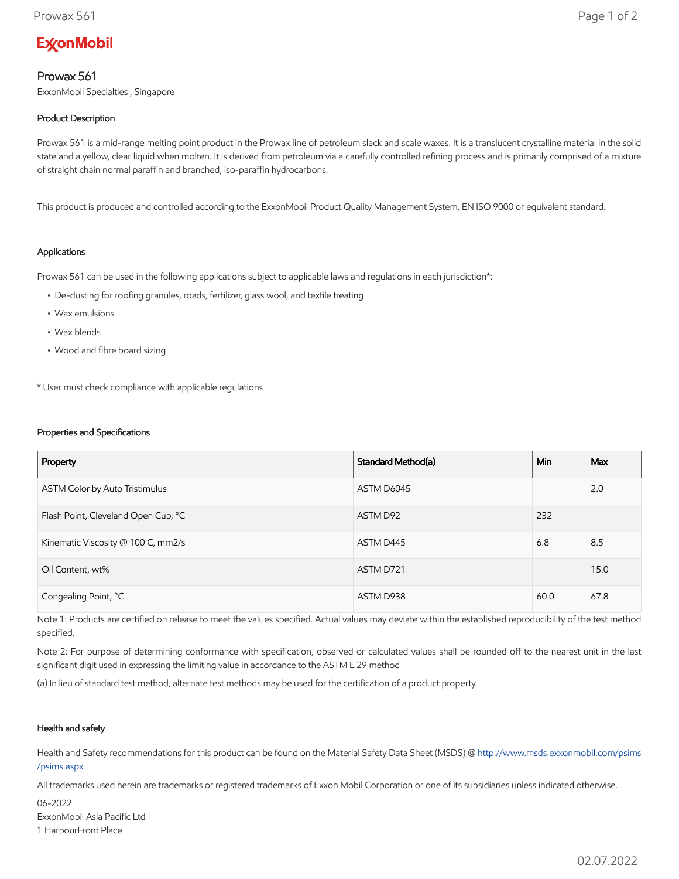ExxonMobil

# Prowax 561

ExxonMobil Specialties , Singapore

## Product Description

Prowax 561 is a mid-range melting point product in the Prowax line of petroleum slack and scale waxes. It is a translucent crystalline material in the solid state and a yellow, clear liquid when molten. It is derived from petroleum via a carefully controlled refining process and is primarily comprised of a mixture of straight chain normal paraffin and branched, iso-paraffin hydrocarbons.

This product is produced and controlled according to the ExxonMobil Product Quality Management System, EN ISO 9000 or equivalent standard.

## Applications

Prowax 561 can be used in the following applications subject to applicable laws and regulations in each jurisdiction*:

- De-dusting for roofing granules, roads, fertilizer, glass wool, and textile treating
- Wax emulsions
- Wax blends
- Wood and fibre board sizing

* User must check compliance with applicable regulations

## Properties and Specifications

| Property | Standard Method(a) | Min | Max |
|---|---|---|---|
| ASTM Color by Auto Tristimulus | ASTM D6045 | | 2.0 |
| Flash Point, Cleveland Open Cup, °C | ASTM D92 | 232 | |
| Kinematic Viscosity @ 100 C, mm2/s | ASTM D445 | 6.8 | 8.5 |
| Oil Content, wt% | ASTM D721 | | 15.0 |
| Congealing Point, °C | ASTM D938 | 60.0 | 67.8 |

Note 1: Products are certified on release to meet the values specified. Actual values may deviate within the established reproducibility of the test method specified.

Note 2: For purpose of determining conformance with specification, observed or calculated values shall be rounded off to the nearest unit in the last significant digit used in expressing the limiting value in accordance to the ASTM E 29 method

(a) In lieu of standard test method, alternate test methods may be used for the certification of a product property.

## Health and safety

Health and Safety recommendations for this product can be found on the Material Safety Data Sheet (MSDS) @ http://www.msds.exxonmobil.com/psims/psims.aspx

All trademarks used herein are trademarks or registered trademarks of Exxon Mobil Corporation or one of its subsidiaries unless indicated otherwise.

06-2022
ExxonMobil Asia Pacific Ltd
1 HarbourFront Place

02.07.2022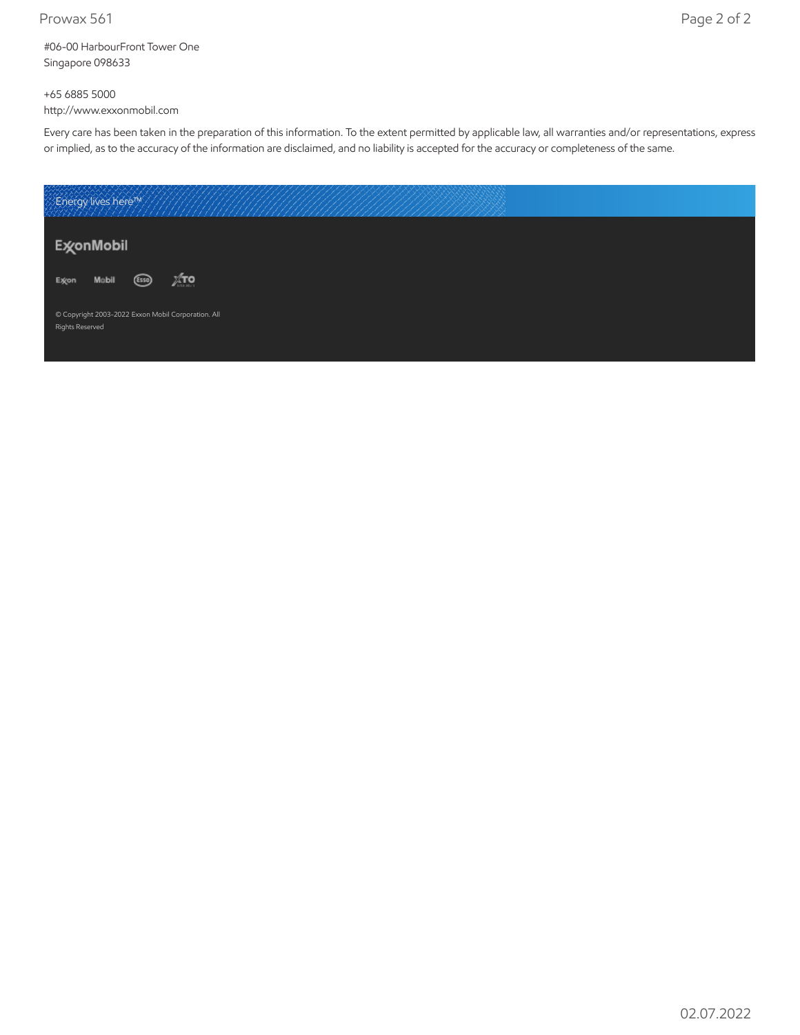#06-00 HarbourFront Tower One
Singapore 098633

+65 6885 5000
http://www.exxonmobil.com

Every care has been taken in the preparation of this information. To the extent permitted by applicable law, all warranties and/or representations, express or implied, as to the accuracy of the information are disclaimed, and no liability is accepted for the accuracy or completeness of the same.

Energy lives here™

ExxonMobil

Exxon Mobil Esso XTO

© Copyright 2003-2022 Exxon Mobil Corporation. All Rights Reserved